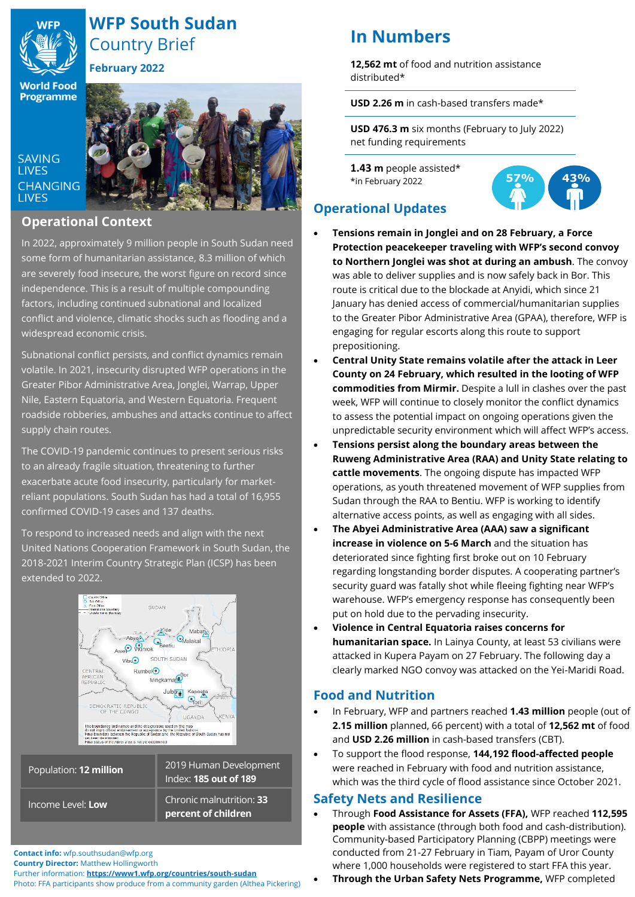# WFP South Sudan Country Brief

**February 2022**

SAVING LIVES CHANGING LIVES

## Operational Context

In 2022, approximately 9 million people in South Sudan need some form of humanitarian assistance, 8.3 million of which are severely food insecure, the worst figure on record since independence. This is a result of multiple compounding factors, including continued subnational and localized conflict and violence, climatic shocks such as flooding and a widespread economic crisis.

Subnational conflict persists, and conflict dynamics remain volatile. In 2021, insecurity disrupted WFP operations in the Greater Pibor Administrative Area, Jonglei, Warrap, Upper Nile, Eastern Equatoria, and Western Equatoria. Frequent roadside robberies, ambushes and attacks continue to affect supply chain routes.

The COVID-19 pandemic continues to present serious risks to an already fragile situation, threatening to further exacerbate acute food insecurity, particularly for market-reliant populations. South Sudan has had a total of 16,955 confirmed COVID-19 cases and 137 deaths.

To respond to increased needs and align with the next United Nations Cooperation Framework in South Sudan, the 2018-2021 Interim Country Strategic Plan (ICSP) has been extended to 2022.

| Population: **12 million** | 2019 Human Development Index: **185 out of 189** |
|---|---|
| Income Level: **Low** | Chronic malnutrition: **33 percent of children** |

**Contact info:** wfp.southsudan@wfp.org
**Country Director:** Matthew Hollingworth
Further information: **https://www1.wfp.org/countries/south-sudan**
Photo: FFA participants show produce from a community garden (Althea Pickering)

## In Numbers

**12,562 mt** of food and nutrition assistance distributed*

**USD 2.26 m** in cash-based transfers made*

**USD 476.3 m** six months (February to July 2022) net funding requirements

**1.43 m** people assisted*
*in February 2022

57% 43%

## Operational Updates

- **Tensions remain in Jonglei and on 28 February, a Force Protection peacekeeper traveling with WFP's second convoy to Northern Jonglei was shot at during an ambush**. The convoy was able to deliver supplies and is now safely back in Bor. This route is critical due to the blockade at Anyidi, which since 21 January has denied access of commercial/humanitarian supplies to the Greater Pibor Administrative Area (GPAA), therefore, WFP is engaging for regular escorts along this route to support prepositioning.
- **Central Unity State remains volatile after the attack in Leer County on 24 February, which resulted in the looting of WFP commodities from Mirmir.** Despite a lull in clashes over the past week, WFP will continue to closely monitor the conflict dynamics to assess the potential impact on ongoing operations given the unpredictable security environment which will affect WFP's access.
- **Tensions persist along the boundary areas between the Ruweng Administrative Area (RAA) and Unity State relating to cattle movements**. The ongoing dispute has impacted WFP operations, as youth threatened movement of WFP supplies from Sudan through the RAA to Bentiu. WFP is working to identify alternative access points, as well as engaging with all sides.
- **The Abyei Administrative Area (AAA) saw a significant increase in violence on 5-6 March** and the situation has deteriorated since fighting first broke out on 10 February regarding longstanding border disputes. A cooperating partner's security guard was fatally shot while fleeing fighting near WFP's warehouse. WFP's emergency response has consequently been put on hold due to the pervading insecurity.
- **Violence in Central Equatoria raises concerns for humanitarian space.** In Lainya County, at least 53 civilians were attacked in Kupera Payam on 27 February. The following day a clearly marked NGO convoy was attacked on the Yei-Maridi Road.

## Food and Nutrition

- In February, WFP and partners reached **1.43 million** people (out of **2.15 million** planned, 66 percent) with a total of **12,562 mt** of food and **USD 2.26 million** in cash-based transfers (CBT).
- To support the flood response, **144,192 flood-affected people** were reached in February with food and nutrition assistance, which was the third cycle of flood assistance since October 2021.

## Safety Nets and Resilience

- Through **Food Assistance for Assets (FFA),** WFP reached **112,595 people** with assistance (through both food and cash-distribution). Community-based Participatory Planning (CBPP) meetings were conducted from 21-27 February in Tiam, Payam of Uror County where 1,000 households were registered to start FFA this year.
- **Through the Urban Safety Nets Programme,** WFP completed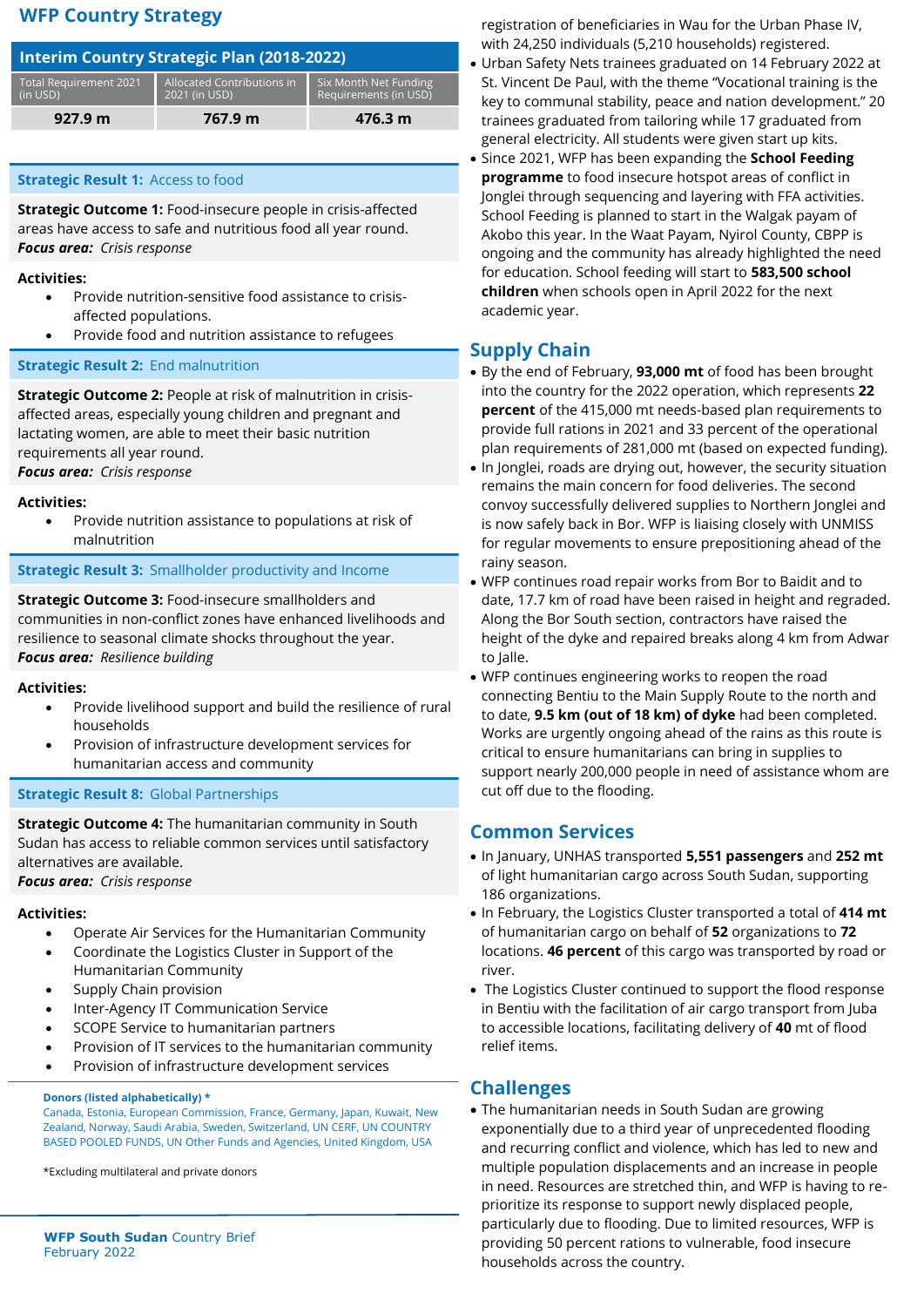# WFP Country Strategy

## Interim Country Strategic Plan (2018-2022)

| Total Requirement 2021 (in USD) | Allocated Contributions in 2021 (in USD) | Six Month Net Funding Requirements (in USD) |
|---|---|---|
| 927.9 m | 767.9 m | 476.3 m |

**Strategic Result 1:** Access to food

**Strategic Outcome 1:** Food-insecure people in crisis-affected areas have access to safe and nutritious food all year round.
***Focus area:*** *Crisis response*

**Activities:**

- Provide nutrition-sensitive food assistance to crisis-affected populations.
- Provide food and nutrition assistance to refugees

**Strategic Result 2:** End malnutrition

**Strategic Outcome 2:** People at risk of malnutrition in crisis-affected areas, especially young children and pregnant and lactating women, are able to meet their basic nutrition requirements all year round.
***Focus area:*** *Crisis response*

**Activities:**

- Provide nutrition assistance to populations at risk of malnutrition

**Strategic Result 3:** Smallholder productivity and Income

**Strategic Outcome 3:** Food-insecure smallholders and communities in non-conflict zones have enhanced livelihoods and resilience to seasonal climate shocks throughout the year.
***Focus area:*** *Resilience building*

**Activities:**

- Provide livelihood support and build the resilience of rural households
- Provision of infrastructure development services for humanitarian access and community

**Strategic Result 8:** Global Partnerships

**Strategic Outcome 4:** The humanitarian community in South Sudan has access to reliable common services until satisfactory alternatives are available.
***Focus area:*** *Crisis response*

**Activities:**

- Operate Air Services for the Humanitarian Community
- Coordinate the Logistics Cluster in Support of the Humanitarian Community
- Supply Chain provision
- Inter-Agency IT Communication Service
- SCOPE Service to humanitarian partners
- Provision of IT services to the humanitarian community
- Provision of infrastructure development services

**Donors (listed alphabetically) ***

Canada, Estonia, European Commission, France, Germany, Japan, Kuwait, New Zealand, Norway, Saudi Arabia, Sweden, Switzerland, UN CERF, UN COUNTRY BASED POOLED FUNDS, UN Other Funds and Agencies, United Kingdom, USA

*Excluding multilateral and private donors

registration of beneficiaries in Wau for the Urban Phase IV, with 24,250 individuals (5,210 households) registered.

- Urban Safety Nets trainees graduated on 14 February 2022 at St. Vincent De Paul, with the theme "Vocational training is the key to communal stability, peace and nation development." 20 trainees graduated from tailoring while 17 graduated from general electricity. All students were given start up kits.
- Since 2021, WFP has been expanding the **School Feeding programme** to food insecure hotspot areas of conflict in Jonglei through sequencing and layering with FFA activities. School Feeding is planned to start in the Walgak payam of Akobo this year. In the Waat Payam, Nyirol County, CBPP is ongoing and the community has already highlighted the need for education. School feeding will start to **583,500 school children** when schools open in April 2022 for the next academic year.

## Supply Chain

- By the end of February, **93,000 mt** of food has been brought into the country for the 2022 operation, which represents **22 percent** of the 415,000 mt needs-based plan requirements to provide full rations in 2021 and 33 percent of the operational plan requirements of 281,000 mt (based on expected funding).
- In Jonglei, roads are drying out, however, the security situation remains the main concern for food deliveries. The second convoy successfully delivered supplies to Northern Jonglei and is now safely back in Bor. WFP is liaising closely with UNMISS for regular movements to ensure prepositioning ahead of the rainy season.
- WFP continues road repair works from Bor to Baidit and to date, 17.7 km of road have been raised in height and regraded. Along the Bor South section, contractors have raised the height of the dyke and repaired breaks along 4 km from Adwar to Jalle.
- WFP continues engineering works to reopen the road connecting Bentiu to the Main Supply Route to the north and to date, **9.5 km (out of 18 km) of dyke** had been completed. Works are urgently ongoing ahead of the rains as this route is critical to ensure humanitarians can bring in supplies to support nearly 200,000 people in need of assistance whom are cut off due to the flooding.

## Common Services

- In January, UNHAS transported **5,551 passengers** and **252 mt** of light humanitarian cargo across South Sudan, supporting 186 organizations.
- In February, the Logistics Cluster transported a total of **414 mt** of humanitarian cargo on behalf of **52** organizations to **72** locations. **46 percent** of this cargo was transported by road or river.
- The Logistics Cluster continued to support the flood response in Bentiu with the facilitation of air cargo transport from Juba to accessible locations, facilitating delivery of **40** mt of flood relief items.

## Challenges

- The humanitarian needs in South Sudan are growing exponentially due to a third year of unprecedented flooding and recurring conflict and violence, which has led to new and multiple population displacements and an increase in people in need. Resources are stretched thin, and WFP is having to re-prioritize its response to support newly displaced people, particularly due to flooding. Due to limited resources, WFP is providing 50 percent rations to vulnerable, food insecure households across the country.